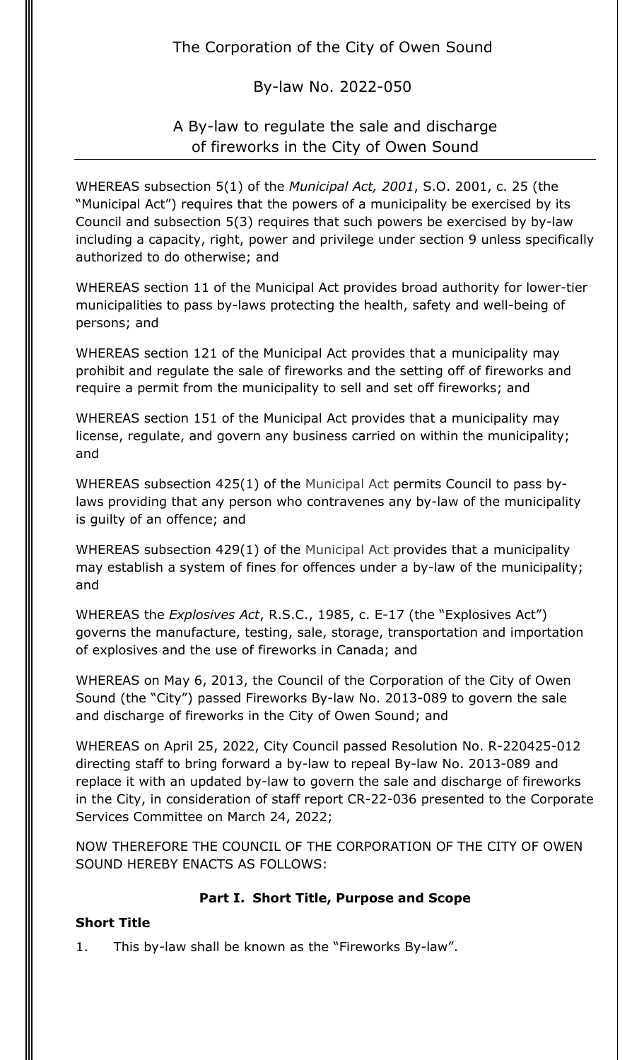# The Corporation of the City of Owen Sound

## By-law No. 2022-050

## A By-law to regulate the sale and discharge of fireworks in the City of Owen Sound

WHEREAS subsection 5(1) of the *Municipal Act, 2001*, S.O. 2001, c. 25 (the "Municipal Act") requires that the powers of a municipality be exercised by its Council and subsection 5(3) requires that such powers be exercised by by-law including a capacity, right, power and privilege under section 9 unless specifically authorized to do otherwise; and

WHEREAS section 11 of the Municipal Act provides broad authority for lower-tier municipalities to pass by-laws protecting the health, safety and well-being of persons; and

WHEREAS section 121 of the Municipal Act provides that a municipality may prohibit and regulate the sale of fireworks and the setting off of fireworks and require a permit from the municipality to sell and set off fireworks; and

WHEREAS section 151 of the Municipal Act provides that a municipality may license, regulate, and govern any business carried on within the municipality; and

WHEREAS subsection 425(1) of the Municipal Act permits Council to pass by-laws providing that any person who contravenes any by-law of the municipality is guilty of an offence; and

WHEREAS subsection 429(1) of the Municipal Act provides that a municipality may establish a system of fines for offences under a by-law of the municipality; and

WHEREAS the *Explosives Act*, R.S.C., 1985, c. E-17 (the "Explosives Act") governs the manufacture, testing, sale, storage, transportation and importation of explosives and the use of fireworks in Canada; and

WHEREAS on May 6, 2013, the Council of the Corporation of the City of Owen Sound (the "City") passed Fireworks By-law No. 2013-089 to govern the sale and discharge of fireworks in the City of Owen Sound; and

WHEREAS on April 25, 2022, City Council passed Resolution No. R-220425-012 directing staff to bring forward a by-law to repeal By-law No. 2013-089 and replace it with an updated by-law to govern the sale and discharge of fireworks in the City, in consideration of staff report CR-22-036 presented to the Corporate Services Committee on March 24, 2022;

NOW THEREFORE THE COUNCIL OF THE CORPORATION OF THE CITY OF OWEN SOUND HEREBY ENACTS AS FOLLOWS:

### Part I. Short Title, Purpose and Scope

**Short Title**

1. This by-law shall be known as the "Fireworks By-law".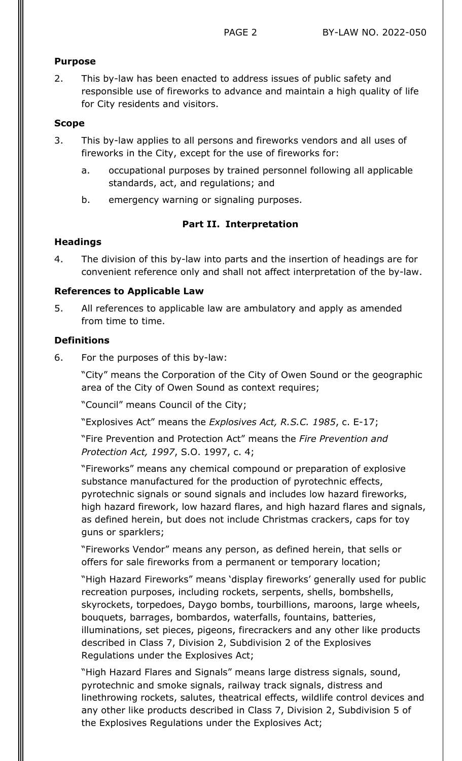**Purpose**

2. This by-law has been enacted to address issues of public safety and responsible use of fireworks to advance and maintain a high quality of life for City residents and visitors.

**Scope**

3. This by-law applies to all persons and fireworks vendors and all uses of fireworks in the City, except for the use of fireworks for:

   a. occupational purposes by trained personnel following all applicable standards, act, and regulations; and

   b. emergency warning or signaling purposes.

## Part II. Interpretation

**Headings**

4. The division of this by-law into parts and the insertion of headings are for convenient reference only and shall not affect interpretation of the by-law.

**References to Applicable Law**

5. All references to applicable law are ambulatory and apply as amended from time to time.

**Definitions**

6. For the purposes of this by-law:

   "City" means the Corporation of the City of Owen Sound or the geographic area of the City of Owen Sound as context requires;

   "Council" means Council of the City;

   "Explosives Act" means the *Explosives Act, R.S.C. 1985*, c. E-17;

   "Fire Prevention and Protection Act" means the *Fire Prevention and Protection Act, 1997*, S.O. 1997, c. 4;

   "Fireworks" means any chemical compound or preparation of explosive substance manufactured for the production of pyrotechnic effects, pyrotechnic signals or sound signals and includes low hazard fireworks, high hazard firework, low hazard flares, and high hazard flares and signals, as defined herein, but does not include Christmas crackers, caps for toy guns or sparklers;

   "Fireworks Vendor" means any person, as defined herein, that sells or offers for sale fireworks from a permanent or temporary location;

   "High Hazard Fireworks" means 'display fireworks' generally used for public recreation purposes, including rockets, serpents, shells, bombshells, skyrockets, torpedoes, Daygo bombs, tourbillions, maroons, large wheels, bouquets, barrages, bombardos, waterfalls, fountains, batteries, illuminations, set pieces, pigeons, firecrackers and any other like products described in Class 7, Division 2, Subdivision 2 of the Explosives Regulations under the Explosives Act;

   "High Hazard Flares and Signals" means large distress signals, sound, pyrotechnic and smoke signals, railway track signals, distress and linethrowing rockets, salutes, theatrical effects, wildlife control devices and any other like products described in Class 7, Division 2, Subdivision 5 of the Explosives Regulations under the Explosives Act;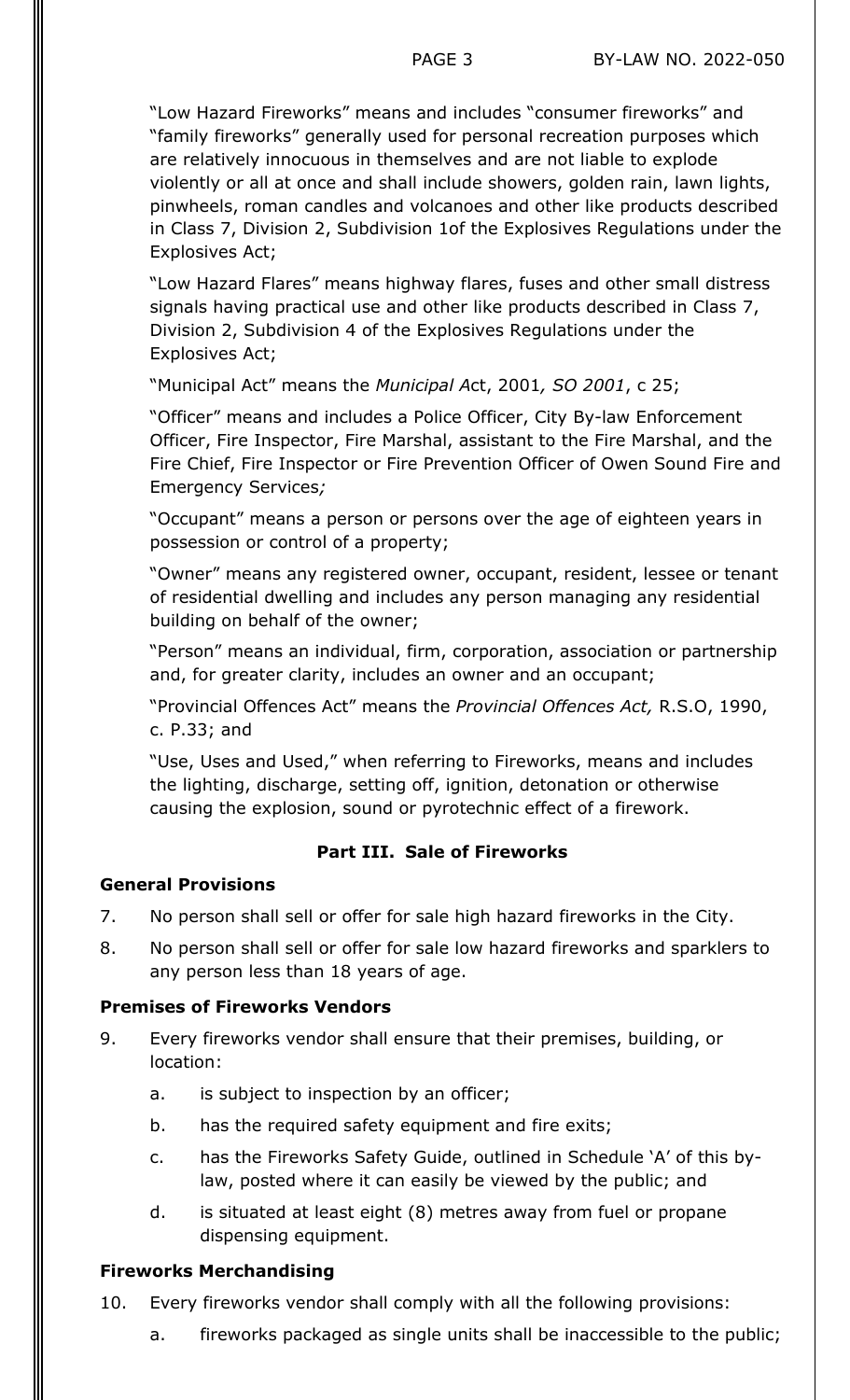"Low Hazard Fireworks" means and includes "consumer fireworks" and "family fireworks" generally used for personal recreation purposes which are relatively innocuous in themselves and are not liable to explode violently or all at once and shall include showers, golden rain, lawn lights, pinwheels, roman candles and volcanoes and other like products described in Class 7, Division 2, Subdivision 1of the Explosives Regulations under the Explosives Act;

"Low Hazard Flares" means highway flares, fuses and other small distress signals having practical use and other like products described in Class 7, Division 2, Subdivision 4 of the Explosives Regulations under the Explosives Act;

"Municipal Act" means the *Municipal A*ct, 2001*, SO 2001*, c 25;

"Officer" means and includes a Police Officer, City By-law Enforcement Officer, Fire Inspector, Fire Marshal, assistant to the Fire Marshal, and the Fire Chief, Fire Inspector or Fire Prevention Officer of Owen Sound Fire and Emergency Services*;*

"Occupant" means a person or persons over the age of eighteen years in possession or control of a property;

"Owner" means any registered owner, occupant, resident, lessee or tenant of residential dwelling and includes any person managing any residential building on behalf of the owner;

"Person" means an individual, firm, corporation, association or partnership and, for greater clarity, includes an owner and an occupant;

"Provincial Offences Act" means the *Provincial Offences Act,* R.S.O, 1990, c. P.33; and

"Use, Uses and Used," when referring to Fireworks, means and includes the lighting, discharge, setting off, ignition, detonation or otherwise causing the explosion, sound or pyrotechnic effect of a firework.

## Part III. Sale of Fireworks

### General Provisions

7. No person shall sell or offer for sale high hazard fireworks in the City.

8. No person shall sell or offer for sale low hazard fireworks and sparklers to any person less than 18 years of age.

### Premises of Fireworks Vendors

9. Every fireworks vendor shall ensure that their premises, building, or location:

   a. is subject to inspection by an officer;

   b. has the required safety equipment and fire exits;

   c. has the Fireworks Safety Guide, outlined in Schedule 'A' of this by-law, posted where it can easily be viewed by the public; and

   d. is situated at least eight (8) metres away from fuel or propane dispensing equipment.

### Fireworks Merchandising

10. Every fireworks vendor shall comply with all the following provisions:

    a. fireworks packaged as single units shall be inaccessible to the public;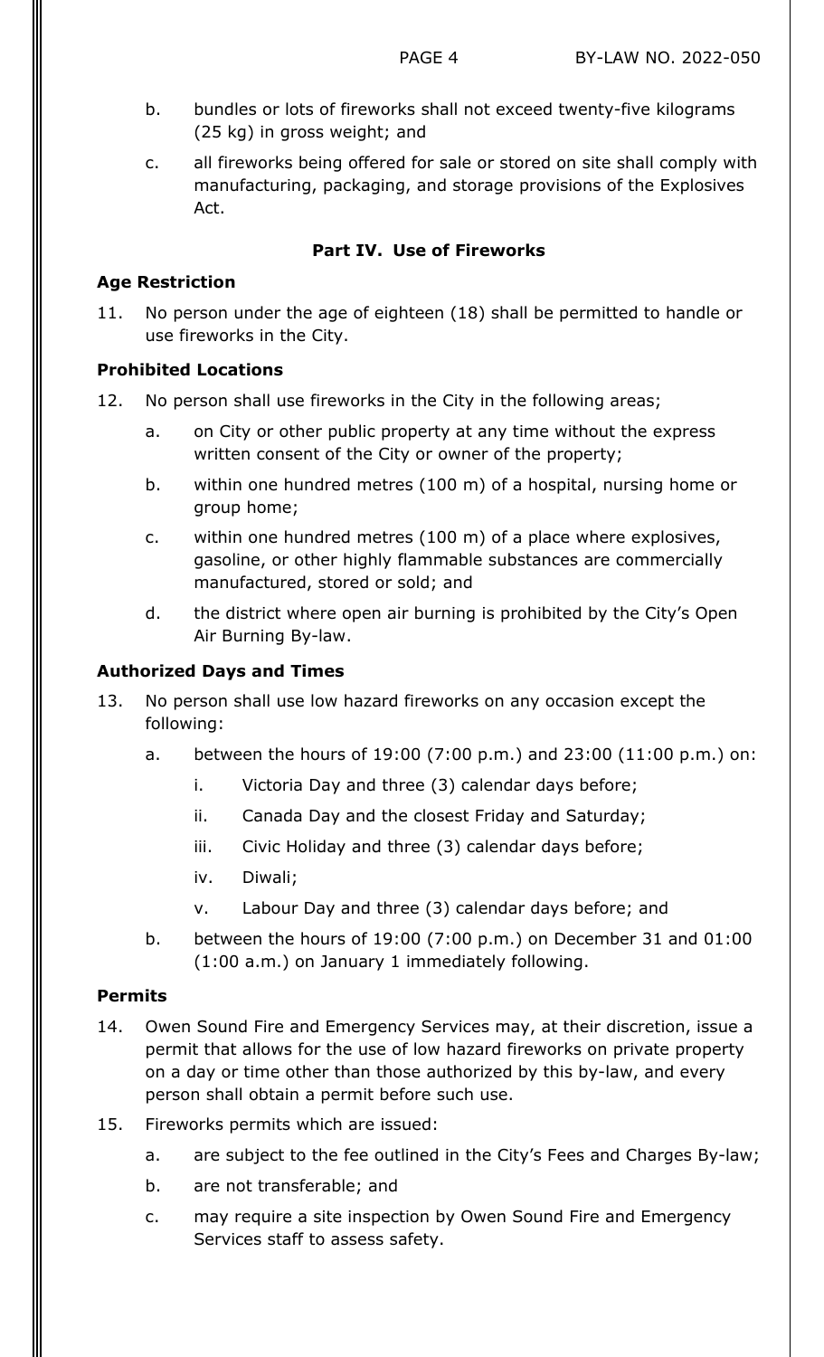b. bundles or lots of fireworks shall not exceed twenty-five kilograms (25 kg) in gross weight; and

c. all fireworks being offered for sale or stored on site shall comply with manufacturing, packaging, and storage provisions of the Explosives Act.

## Part IV. Use of Fireworks

### Age Restriction

11. No person under the age of eighteen (18) shall be permitted to handle or use fireworks in the City.

### Prohibited Locations

12. No person shall use fireworks in the City in the following areas;

    a. on City or other public property at any time without the express written consent of the City or owner of the property;

    b. within one hundred metres (100 m) of a hospital, nursing home or group home;

    c. within one hundred metres (100 m) of a place where explosives, gasoline, or other highly flammable substances are commercially manufactured, stored or sold; and

    d. the district where open air burning is prohibited by the City's Open Air Burning By-law.

### Authorized Days and Times

13. No person shall use low hazard fireworks on any occasion except the following:

    a. between the hours of 19:00 (7:00 p.m.) and 23:00 (11:00 p.m.) on:

        i. Victoria Day and three (3) calendar days before;

        ii. Canada Day and the closest Friday and Saturday;

        iii. Civic Holiday and three (3) calendar days before;

        iv. Diwali;

        v. Labour Day and three (3) calendar days before; and

    b. between the hours of 19:00 (7:00 p.m.) on December 31 and 01:00 (1:00 a.m.) on January 1 immediately following.

### Permits

14. Owen Sound Fire and Emergency Services may, at their discretion, issue a permit that allows for the use of low hazard fireworks on private property on a day or time other than those authorized by this by-law, and every person shall obtain a permit before such use.

15. Fireworks permits which are issued:

    a. are subject to the fee outlined in the City's Fees and Charges By-law;

    b. are not transferable; and

    c. may require a site inspection by Owen Sound Fire and Emergency Services staff to assess safety.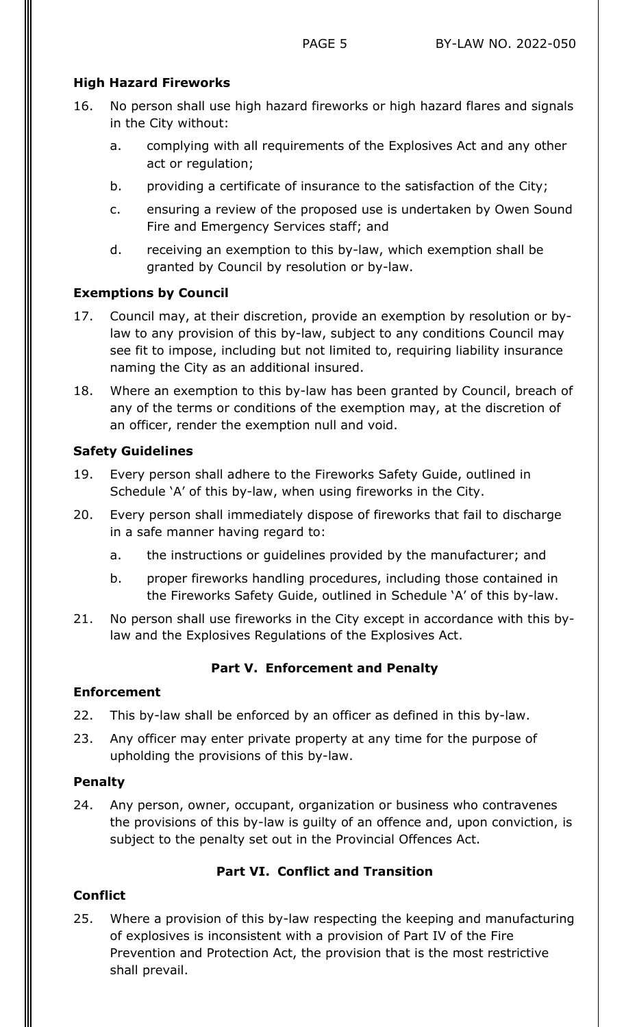**High Hazard Fireworks**

16. No person shall use high hazard fireworks or high hazard flares and signals in the City without:

    a. complying with all requirements of the Explosives Act and any other act or regulation;

    b. providing a certificate of insurance to the satisfaction of the City;

    c. ensuring a review of the proposed use is undertaken by Owen Sound Fire and Emergency Services staff; and

    d. receiving an exemption to this by-law, which exemption shall be granted by Council by resolution or by-law.

**Exemptions by Council**

17. Council may, at their discretion, provide an exemption by resolution or by-law to any provision of this by-law, subject to any conditions Council may see fit to impose, including but not limited to, requiring liability insurance naming the City as an additional insured.

18. Where an exemption to this by-law has been granted by Council, breach of any of the terms or conditions of the exemption may, at the discretion of an officer, render the exemption null and void.

**Safety Guidelines**

19. Every person shall adhere to the Fireworks Safety Guide, outlined in Schedule 'A' of this by-law, when using fireworks in the City.

20. Every person shall immediately dispose of fireworks that fail to discharge in a safe manner having regard to:

    a. the instructions or guidelines provided by the manufacturer; and

    b. proper fireworks handling procedures, including those contained in the Fireworks Safety Guide, outlined in Schedule 'A' of this by-law.

21. No person shall use fireworks in the City except in accordance with this by-law and the Explosives Regulations of the Explosives Act.

## Part V. Enforcement and Penalty

**Enforcement**

22. This by-law shall be enforced by an officer as defined in this by-law.

23. Any officer may enter private property at any time for the purpose of upholding the provisions of this by-law.

**Penalty**

24. Any person, owner, occupant, organization or business who contravenes the provisions of this by-law is guilty of an offence and, upon conviction, is subject to the penalty set out in the Provincial Offences Act.

## Part VI. Conflict and Transition

**Conflict**

25. Where a provision of this by-law respecting the keeping and manufacturing of explosives is inconsistent with a provision of Part IV of the Fire Prevention and Protection Act, the provision that is the most restrictive shall prevail.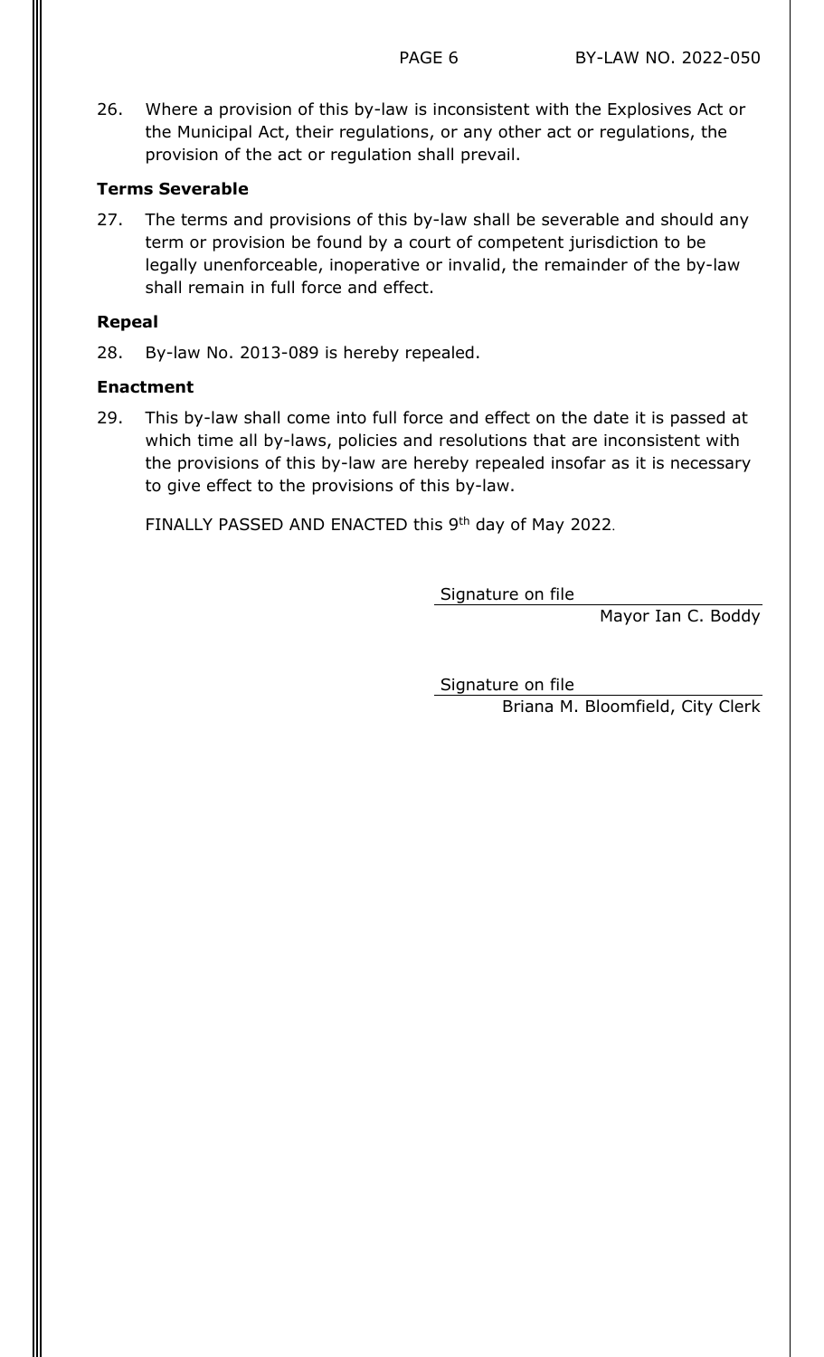26. Where a provision of this by-law is inconsistent with the Explosives Act or the Municipal Act, their regulations, or any other act or regulations, the provision of the act or regulation shall prevail.

**Terms Severable**

27. The terms and provisions of this by-law shall be severable and should any term or provision be found by a court of competent jurisdiction to be legally unenforceable, inoperative or invalid, the remainder of the by-law shall remain in full force and effect.

**Repeal**

28. By-law No. 2013-089 is hereby repealed.

**Enactment**

29. This by-law shall come into full force and effect on the date it is passed at which time all by-laws, policies and resolutions that are inconsistent with the provisions of this by-law are hereby repealed insofar as it is necessary to give effect to the provisions of this by-law.

FINALLY PASSED AND ENACTED this 9th day of May 2022.

Signature on file
Mayor Ian C. Boddy

Signature on file
Briana M. Bloomfield, City Clerk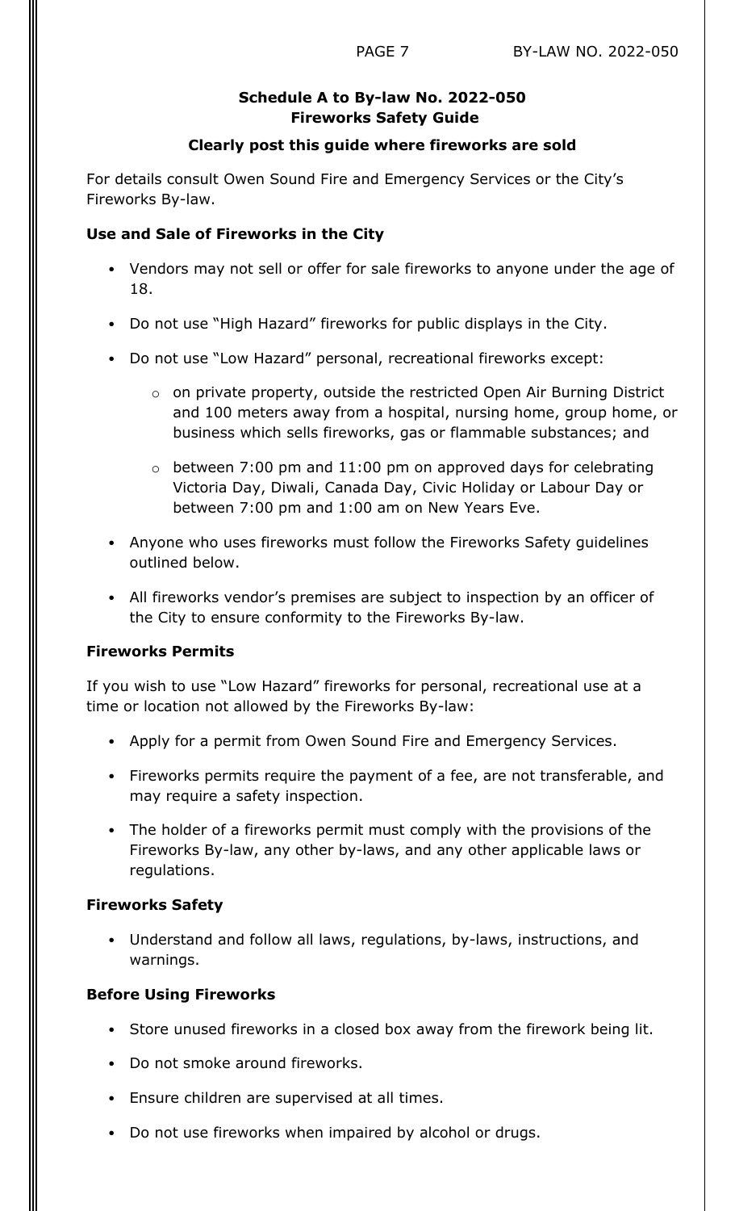**Schedule A to By-law No. 2022-050**
**Fireworks Safety Guide**

**Clearly post this guide where fireworks are sold**

For details consult Owen Sound Fire and Emergency Services or the City's Fireworks By-law.

**Use and Sale of Fireworks in the City**

- Vendors may not sell or offer for sale fireworks to anyone under the age of 18.
- Do not use "High Hazard" fireworks for public displays in the City.
- Do not use "Low Hazard" personal, recreational fireworks except:
  - on private property, outside the restricted Open Air Burning District and 100 meters away from a hospital, nursing home, group home, or business which sells fireworks, gas or flammable substances; and
  - between 7:00 pm and 11:00 pm on approved days for celebrating Victoria Day, Diwali, Canada Day, Civic Holiday or Labour Day or between 7:00 pm and 1:00 am on New Years Eve.
- Anyone who uses fireworks must follow the Fireworks Safety guidelines outlined below.
- All fireworks vendor's premises are subject to inspection by an officer of the City to ensure conformity to the Fireworks By-law.

**Fireworks Permits**

If you wish to use "Low Hazard" fireworks for personal, recreational use at a time or location not allowed by the Fireworks By-law:

- Apply for a permit from Owen Sound Fire and Emergency Services.
- Fireworks permits require the payment of a fee, are not transferable, and may require a safety inspection.
- The holder of a fireworks permit must comply with the provisions of the Fireworks By-law, any other by-laws, and any other applicable laws or regulations.

**Fireworks Safety**

- Understand and follow all laws, regulations, by-laws, instructions, and warnings.

**Before Using Fireworks**

- Store unused fireworks in a closed box away from the firework being lit.
- Do not smoke around fireworks.
- Ensure children are supervised at all times.
- Do not use fireworks when impaired by alcohol or drugs.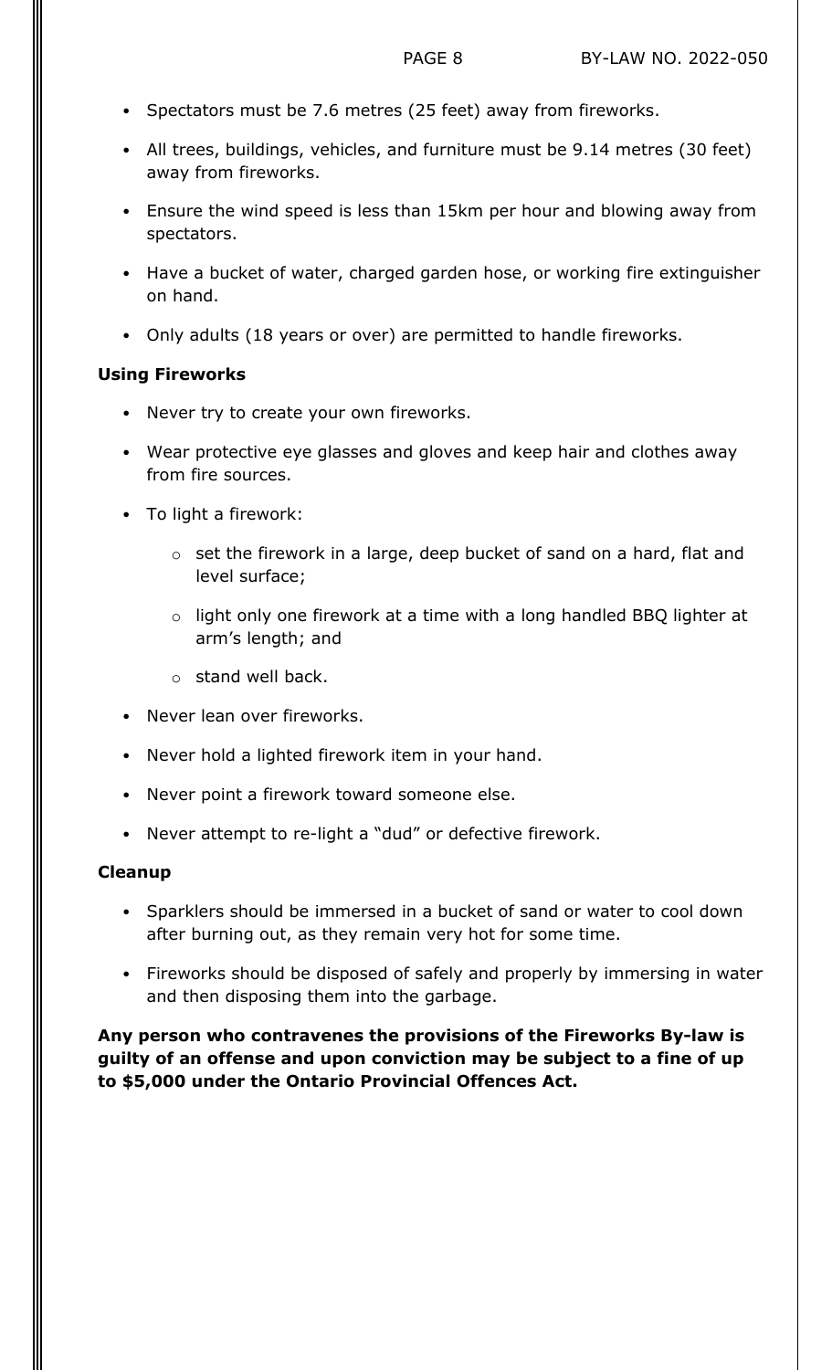- Spectators must be 7.6 metres (25 feet) away from fireworks.
- All trees, buildings, vehicles, and furniture must be 9.14 metres (30 feet) away from fireworks.
- Ensure the wind speed is less than 15km per hour and blowing away from spectators.
- Have a bucket of water, charged garden hose, or working fire extinguisher on hand.
- Only adults (18 years or over) are permitted to handle fireworks.

**Using Fireworks**

- Never try to create your own fireworks.
- Wear protective eye glasses and gloves and keep hair and clothes away from fire sources.
- To light a firework:
  - set the firework in a large, deep bucket of sand on a hard, flat and level surface;
  - light only one firework at a time with a long handled BBQ lighter at arm's length; and
  - stand well back.
- Never lean over fireworks.
- Never hold a lighted firework item in your hand.
- Never point a firework toward someone else.
- Never attempt to re-light a "dud" or defective firework.

**Cleanup**

- Sparklers should be immersed in a bucket of sand or water to cool down after burning out, as they remain very hot for some time.
- Fireworks should be disposed of safely and properly by immersing in water and then disposing them into the garbage.

**Any person who contravenes the provisions of the Fireworks By-law is guilty of an offense and upon conviction may be subject to a fine of up to $5,000 under the Ontario Provincial Offences Act.**